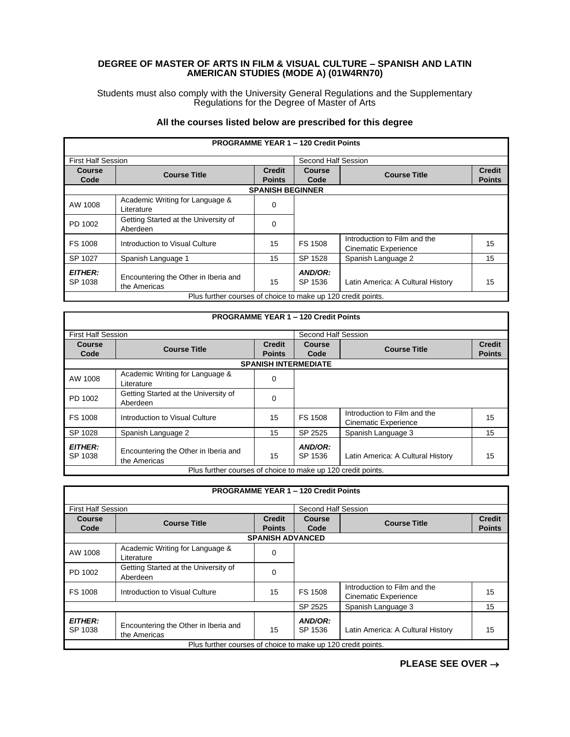**DEGREE OF MASTER OF ARTS IN FILM & VISUAL CULTURE – SPANISH AND LATIN AMERICAN STUDIES (MODE A) (01W4RN70)**

Students must also comply with the University General Regulations and the Supplementary Regulations for the Degree of Master of Arts

**All the courses listed below are prescribed for this degree**

| PROGRAMME YEAR 1 – 120 Credit Points | | | | | |
|---|---|---|---|---|---|
| First Half Session | | | Second Half Session | | |
| **Course Code** | **Course Title** | **Credit Points** | **Course Code** | **Course Title** | **Credit Points** |
| **SPANISH BEGINNER** | | | | | |
| AW 1008 | Academic Writing for Language & Literature | 0 | | | |
| PD 1002 | Getting Started at the University of Aberdeen | 0 | | | |
| FS 1008 | Introduction to Visual Culture | 15 | FS 1508 | Introduction to Film and the Cinematic Experience | 15 |
| SP 1027 | Spanish Language 1 | 15 | SP 1528 | Spanish Language 2 | 15 |
| ***EITHER:*** SP 1038 | Encountering the Other in Iberia and the Americas | 15 | ***AND/OR:*** SP 1536 | Latin America: A Cultural History | 15 |
| Plus further courses of choice to make up 120 credit points. | | | | | |

| PROGRAMME YEAR 1 – 120 Credit Points | | | | | |
|---|---|---|---|---|---|
| First Half Session | | | Second Half Session | | |
| **Course Code** | **Course Title** | **Credit Points** | **Course Code** | **Course Title** | **Credit Points** |
| **SPANISH INTERMEDIATE** | | | | | |
| AW 1008 | Academic Writing for Language & Literature | 0 | | | |
| PD 1002 | Getting Started at the University of Aberdeen | 0 | | | |
| FS 1008 | Introduction to Visual Culture | 15 | FS 1508 | Introduction to Film and the Cinematic Experience | 15 |
| SP 1028 | Spanish Language 2 | 15 | SP 2525 | Spanish Language 3 | 15 |
| ***EITHER:*** SP 1038 | Encountering the Other in Iberia and the Americas | 15 | ***AND/OR:*** SP 1536 | Latin America: A Cultural History | 15 |
| Plus further courses of choice to make up 120 credit points. | | | | | |

| PROGRAMME YEAR 1 – 120 Credit Points | | | | | |
|---|---|---|---|---|---|
| First Half Session | | | Second Half Session | | |
| **Course Code** | **Course Title** | **Credit Points** | **Course Code** | **Course Title** | **Credit Points** |
| **SPANISH ADVANCED** | | | | | |
| AW 1008 | Academic Writing for Language & Literature | 0 | | | |
| PD 1002 | Getting Started at the University of Aberdeen | 0 | | | |
| FS 1008 | Introduction to Visual Culture | 15 | FS 1508 | Introduction to Film and the Cinematic Experience | 15 |
| | | | SP 2525 | Spanish Language 3 | 15 |
| ***EITHER:*** SP 1038 | Encountering the Other in Iberia and the Americas | 15 | ***AND/OR:*** SP 1536 | Latin America: A Cultural History | 15 |
| Plus further courses of choice to make up 120 credit points. | | | | | |

**PLEASE SEE OVER →**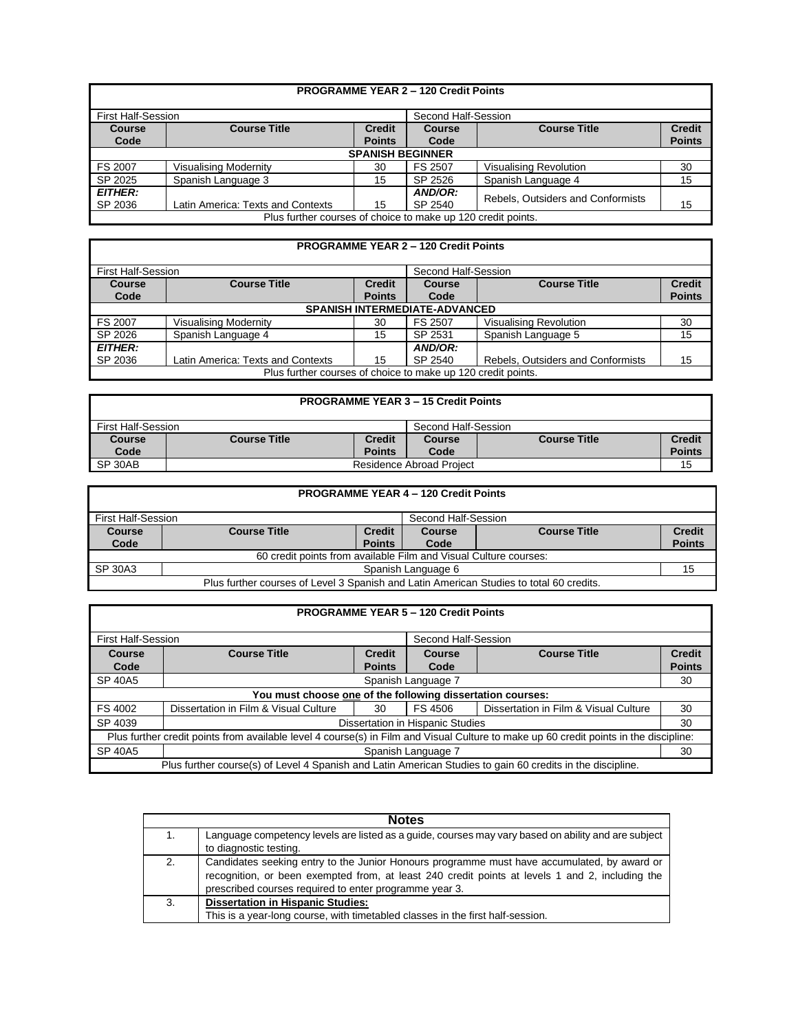| PROGRAMME YEAR 2 – 120 Credit Points | | | | | |
|---|---|---|---|---|---|
| First Half-Session | | | Second Half-Session | | |
| **Course Code** | **Course Title** | **Credit Points** | **Course Code** | **Course Title** | **Credit Points** |
| **SPANISH BEGINNER** | | | | | |
| FS 2007 | Visualising Modernity | 30 | FS 2507 | Visualising Revolution | 30 |
| SP 2025 | Spanish Language 3 | 15 | SP 2526 | Spanish Language 4 | 15 |
| ***EITHER:*** SP 2036 | Latin America: Texts and Contexts | 15 | ***AND/OR:*** SP 2540 | Rebels, Outsiders and Conformists | 15 |
| Plus further courses of choice to make up 120 credit points. | | | | | |

| PROGRAMME YEAR 2 – 120 Credit Points | | | | | |
|---|---|---|---|---|---|
| First Half-Session | | | Second Half-Session | | |
| **Course Code** | **Course Title** | **Credit Points** | **Course Code** | **Course Title** | **Credit Points** |
| **SPANISH INTERMEDIATE-ADVANCED** | | | | | |
| FS 2007 | Visualising Modernity | 30 | FS 2507 | Visualising Revolution | 30 |
| SP 2026 | Spanish Language 4 | 15 | SP 2531 | Spanish Language 5 | 15 |
| ***EITHER:*** SP 2036 | Latin America: Texts and Contexts | 15 | ***AND/OR:*** SP 2540 | Rebels, Outsiders and Conformists | 15 |
| Plus further courses of choice to make up 120 credit points. | | | | | |

| PROGRAMME YEAR 3 – 15 Credit Points | | | | | |
|---|---|---|---|---|---|
| First Half-Session | | | Second Half-Session | | |
| **Course Code** | **Course Title** | **Credit Points** | **Course Code** | **Course Title** | **Credit Points** |
| SP 30AB | Residence Abroad Project | | | | 15 |

| PROGRAMME YEAR 4 – 120 Credit Points | | | | | |
|---|---|---|---|---|---|
| First Half-Session | | | Second Half-Session | | |
| **Course Code** | **Course Title** | **Credit Points** | **Course Code** | **Course Title** | **Credit Points** |
| 60 credit points from available Film and Visual Culture courses: | | | | | |
| SP 30A3 | Spanish Language 6 | | | | 15 |
| Plus further courses of Level 3 Spanish and Latin American Studies to total 60 credits. | | | | | |

| PROGRAMME YEAR 5 – 120 Credit Points | | | | | |
|---|---|---|---|---|---|
| First Half-Session | | | Second Half-Session | | |
| **Course Code** | **Course Title** | **Credit Points** | **Course Code** | **Course Title** | **Credit Points** |
| SP 40A5 | Spanish Language 7 | | | | 30 |
| **You must choose <u>one</u> of the following dissertation courses:** | | | | | |
| FS 4002 | Dissertation in Film & Visual Culture | 30 | FS 4506 | Dissertation in Film & Visual Culture | 30 |
| SP 4039 | Dissertation in Hispanic Studies | | | | 30 |
| Plus further credit points from available level 4 course(s) in Film and Visual Culture to make up 60 credit points in the discipline: | | | | | |
| SP 40A5 | Spanish Language 7 | | | | 30 |
| Plus further course(s) of Level 4 Spanish and Latin American Studies to gain 60 credits in the discipline. | | | | | |

| **Notes** | |
|---|---|
| 1. | Language competency levels are listed as a guide, courses may vary based on ability and are subject to diagnostic testing. |
| 2. | Candidates seeking entry to the Junior Honours programme must have accumulated, by award or recognition, or been exempted from, at least 240 credit points at levels 1 and 2, including the prescribed courses required to enter programme year 3. |
| 3. | **<u>Dissertation in Hispanic Studies:</u>** This is a year-long course, with timetabled classes in the first half-session. |